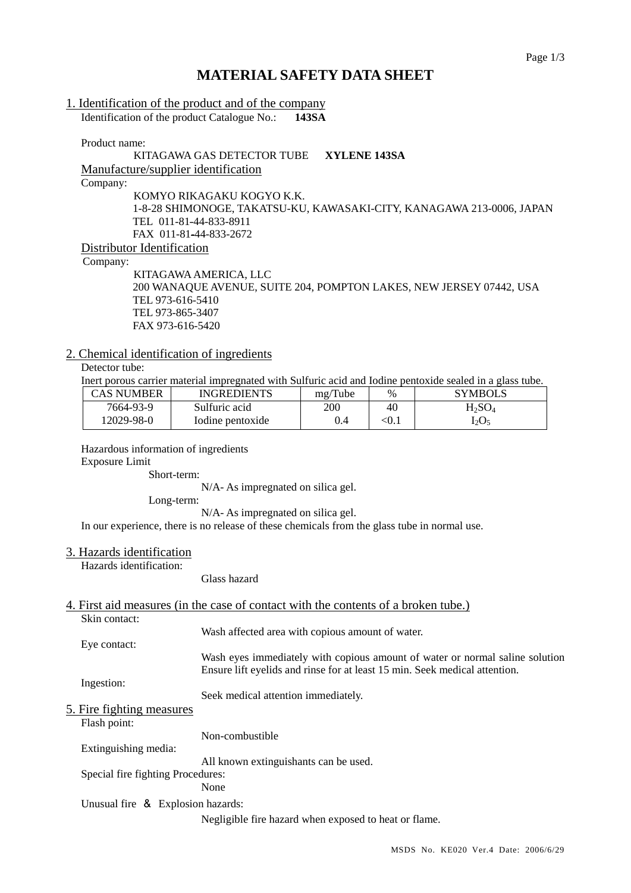# MATERIAL SAFETY DATA SHEET

## 1. Identification of the product and of the company

Identification of the product Catalogue No.: **143SA**

Product name:

KITAGAWA GAS DETECTOR TUBE **XYLENE 143SA**

### Manufacture/supplier identification

Company:

KOMYO RIKAGAKU KOGYO K.K.
1-8-28 SHIMONOGE, TAKATSU-KU, KAWASAKI-CITY, KANAGAWA 213-0006, JAPAN
TEL 011-81-44-833-8911
FAX 011-81-44-833-2672

### Distributor Identification

Company:

KITAGAWA AMERICA, LLC
200 WANAQUE AVENUE, SUITE 204, POMPTON LAKES, NEW JERSEY 07442, USA
TEL 973-616-5410
TEL 973-865-3407
FAX 973-616-5420

## 2. Chemical identification of ingredients

Detector tube:

Inert porous carrier material impregnated with Sulfuric acid and Iodine pentoxide sealed in a glass tube.

| CAS NUMBER | INGREDIENTS | mg/Tube | % | SYMBOLS |
|---|---|---|---|---|
| 7664-93-9 | Sulfuric acid | 200 | 40 | $H_2SO_4$ |
| 12029-98-0 | Iodine pentoxide | 0.4 | <0.1 | $I_2O_5$ |

Hazardous information of ingredients

Exposure Limit

Short-term:

N/A- As impregnated on silica gel.

Long-term:

N/A- As impregnated on silica gel.

In our experience, there is no release of these chemicals from the glass tube in normal use.

## 3. Hazards identification

Hazards identification:

Glass hazard

## 4. First aid measures (in the case of contact with the contents of a broken tube.)

Skin contact:

Wash affected area with copious amount of water.

Eye contact:

Wash eyes immediately with copious amount of water or normal saline solution
Ensure lift eyelids and rinse for at least 15 min. Seek medical attention.

Ingestion:

Seek medical attention immediately.

## 5. Fire fighting measures

Flash point:

Non-combustible

Extinguishing media:

All known extinguishants can be used.

Special fire fighting Procedures:

None

Unusual fire ＆ Explosion hazards:

Negligible fire hazard when exposed to heat or flame.

MSDS No. KE020 Ver.4 Date: 2006/6/29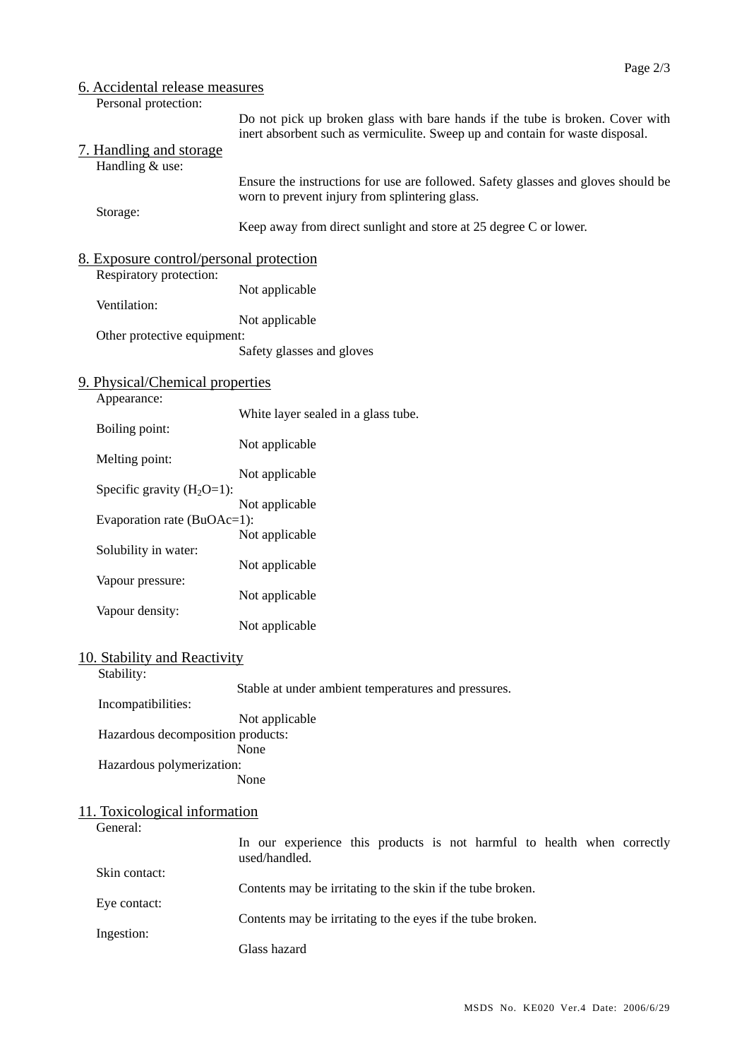## 6. Accidental release measures

Personal protection:

Do not pick up broken glass with bare hands if the tube is broken. Cover with inert absorbent such as vermiculite. Sweep up and contain for waste disposal.

## 7. Handling and storage

Handling & use:

Ensure the instructions for use are followed. Safety glasses and gloves should be worn to prevent injury from splintering glass.

Storage:

Keep away from direct sunlight and store at 25 degree C or lower.

## 8. Exposure control/personal protection

Respiratory protection:

Not applicable

Ventilation:

Not applicable

Other protective equipment:

Safety glasses and gloves

## 9. Physical/Chemical properties

Appearance:

White layer sealed in a glass tube.

Boiling point:

Not applicable

Melting point:

Not applicable

Specific gravity ($H_2O$=1):

Not applicable

Evaporation rate (BuOAc=1):

Not applicable

Solubility in water:

Not applicable

Vapour pressure:

Not applicable

Vapour density:

Not applicable

## 10. Stability and Reactivity

Stability:

Stable at under ambient temperatures and pressures.

Incompatibilities:

Not applicable

Hazardous decomposition products:

None

Hazardous polymerization:

None

## 11. Toxicological information

General:

In our experience this products is not harmful to health when correctly used/handled.

Skin contact:

Contents may be irritating to the skin if the tube broken.

Eye contact:

Contents may be irritating to the eyes if the tube broken.

Ingestion:

Glass hazard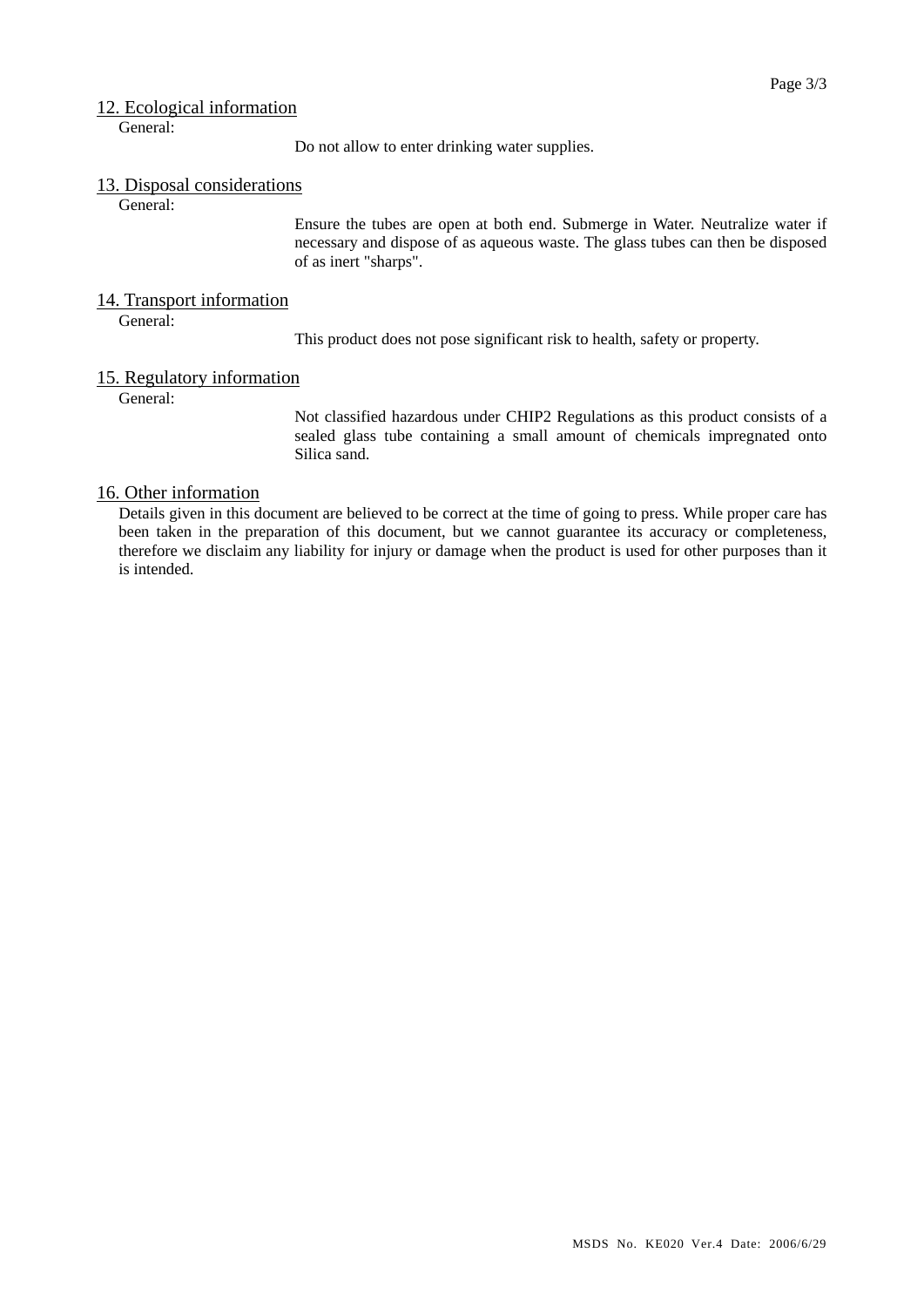## 12. Ecological information

General:

Do not allow to enter drinking water supplies.

## 13. Disposal considerations

General:

Ensure the tubes are open at both end. Submerge in Water. Neutralize water if necessary and dispose of as aqueous waste. The glass tubes can then be disposed of as inert "sharps".

## 14. Transport information

General:

This product does not pose significant risk to health, safety or property.

## 15. Regulatory information

General:

Not classified hazardous under CHIP2 Regulations as this product consists of a sealed glass tube containing a small amount of chemicals impregnated onto Silica sand.

## 16. Other information

Details given in this document are believed to be correct at the time of going to press. While proper care has been taken in the preparation of this document, but we cannot guarantee its accuracy or completeness, therefore we disclaim any liability for injury or damage when the product is used for other purposes than it is intended.

MSDS No. KE020 Ver.4 Date: 2006/6/29